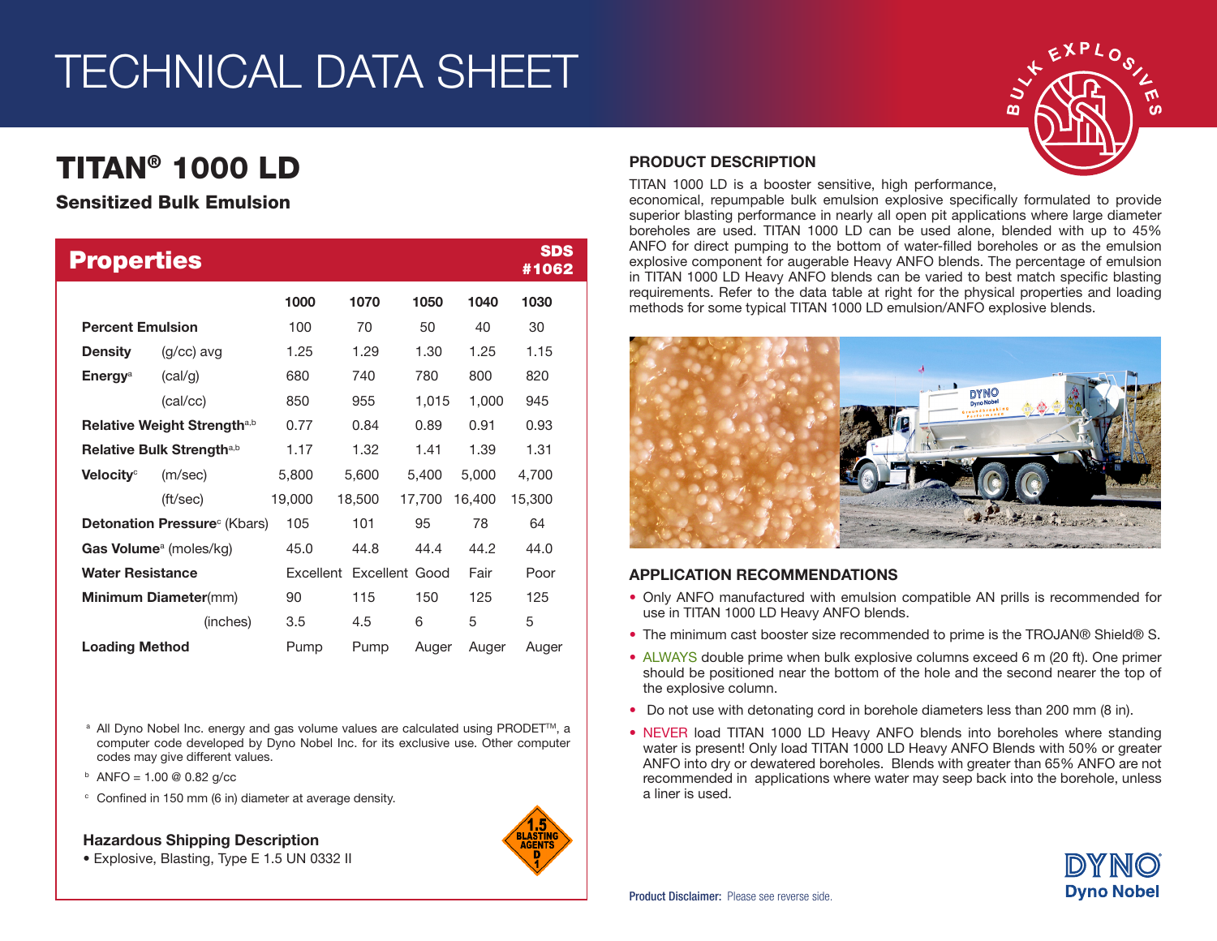# TECHNICAL DATA SHEET

## TITAN® 1000 LD

### Sensitized Bulk Emulsion

## Properties

SDS #1062

| | | 1000 | 1070 | 1050 | 1040 | 1030 |
|---|---|---|---|---|---|---|
| **Percent Emulsion** | | 100 | 70 | 50 | 40 | 30 |
| **Density** | (g/cc) avg | 1.25 | 1.29 | 1.30 | 1.25 | 1.15 |
| **Energy**[a] | (cal/g) | 680 | 740 | 780 | 800 | 820 |
| | (cal/cc) | 850 | 955 | 1,015 | 1,000 | 945 |
| **Relative Weight Strength**[a,b] | | 0.77 | 0.84 | 0.89 | 0.91 | 0.93 |
| **Relative Bulk Strength**[a,b] | | 1.17 | 1.32 | 1.41 | 1.39 | 1.31 |
| **Velocity**[c] | (m/sec) | 5,800 | 5,600 | 5,400 | 5,000 | 4,700 |
| | (ft/sec) | 19,000 | 18,500 | 17,700 | 16,400 | 15,300 |
| **Detonation Pressure**[c] (Kbars) | | 105 | 101 | 95 | 78 | 64 |
| **Gas Volume**[a] (moles/kg) | | 45.0 | 44.8 | 44.4 | 44.2 | 44.0 |
| **Water Resistance** | | Excellent | Excellent | Good | Fair | Poor |
| **Minimum Diameter**(mm) | | 90 | 115 | 150 | 125 | 125 |
| | (inches) | 3.5 | 4.5 | 6 | 5 | 5 |
| **Loading Method** | | Pump | Pump | Auger | Auger | Auger |

[a] All Dyno Nobel Inc. energy and gas volume values are calculated using PRODET™, a computer code developed by Dyno Nobel Inc. for its exclusive use. Other computer codes may give different values.

[b] ANFO = 1.00 @ 0.82 g/cc

[c] Confined in 150 mm (6 in) diameter at average density.

### Hazardous Shipping Description

- Explosive, Blasting, Type E 1.5 UN 0332 II

## PRODUCT DESCRIPTION

TITAN 1000 LD is a booster sensitive, high performance, economical, repumpable bulk emulsion explosive specifically formulated to provide superior blasting performance in nearly all open pit applications where large diameter boreholes are used. TITAN 1000 LD can be used alone, blended with up to 45% ANFO for direct pumping to the bottom of water-filled boreholes or as the emulsion explosive component for augerable Heavy ANFO blends. The percentage of emulsion in TITAN 1000 LD Heavy ANFO blends can be varied to best match specific blasting requirements. Refer to the data table at right for the physical properties and loading methods for some typical TITAN 1000 LD emulsion/ANFO explosive blends.

## APPLICATION RECOMMENDATIONS

- Only ANFO manufactured with emulsion compatible AN prills is recommended for use in TITAN 1000 LD Heavy ANFO blends.
- The minimum cast booster size recommended to prime is the TROJAN® Shield® S.
- ALWAYS double prime when bulk explosive columns exceed 6 m (20 ft). One primer should be positioned near the bottom of the hole and the second nearer the top of the explosive column.
- Do not use with detonating cord in borehole diameters less than 200 mm (8 in).
- NEVER load TITAN 1000 LD Heavy ANFO blends into boreholes where standing water is present! Only load TITAN 1000 LD Heavy ANFO Blends with 50% or greater ANFO into dry or dewatered boreholes. Blends with greater than 65% ANFO are not recommended in applications where water may seep back into the borehole, unless a liner is used.

**Product Disclaimer:** Please see reverse side.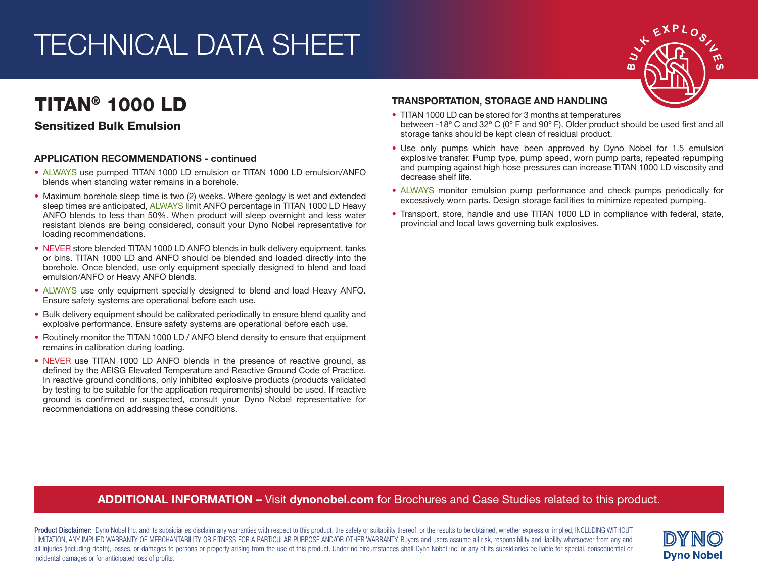# TECHNICAL DATA SHEET

## TITAN® 1000 LD

### Sensitized Bulk Emulsion

#### APPLICATION RECOMMENDATIONS - continued

- ALWAYS use pumped TITAN 1000 LD emulsion or TITAN 1000 LD emulsion/ANFO blends when standing water remains in a borehole.
- Maximum borehole sleep time is two (2) weeks. Where geology is wet and extended sleep times are anticipated, ALWAYS limit ANFO percentage in TITAN 1000 LD Heavy ANFO blends to less than 50%. When product will sleep overnight and less water resistant blends are being considered, consult your Dyno Nobel representative for loading recommendations.
- NEVER store blended TITAN 1000 LD ANFO blends in bulk delivery equipment, tanks or bins. TITAN 1000 LD and ANFO should be blended and loaded directly into the borehole. Once blended, use only equipment specially designed to blend and load emulsion/ANFO or Heavy ANFO blends.
- ALWAYS use only equipment specially designed to blend and load Heavy ANFO. Ensure safety systems are operational before each use.
- Bulk delivery equipment should be calibrated periodically to ensure blend quality and explosive performance. Ensure safety systems are operational before each use.
- Routinely monitor the TITAN 1000 LD / ANFO blend density to ensure that equipment remains in calibration during loading.
- NEVER use TITAN 1000 LD ANFO blends in the presence of reactive ground, as defined by the AEISG Elevated Temperature and Reactive Ground Code of Practice. In reactive ground conditions, only inhibited explosive products (products validated by testing to be suitable for the application requirements) should be used. If reactive ground is confirmed or suspected, consult your Dyno Nobel representative for recommendations on addressing these conditions.

#### TRANSPORTATION, STORAGE AND HANDLING

- TITAN 1000 LD can be stored for 3 months at temperatures between -18° C and 32° C (0° F and 90° F). Older product should be used first and all storage tanks should be kept clean of residual product.
- Use only pumps which have been approved by Dyno Nobel for 1.5 emulsion explosive transfer. Pump type, pump speed, worn pump parts, repeated repumping and pumping against high hose pressures can increase TITAN 1000 LD viscosity and decrease shelf life.
- ALWAYS monitor emulsion pump performance and check pumps periodically for excessively worn parts. Design storage facilities to minimize repeated pumping.
- Transport, store, handle and use TITAN 1000 LD in compliance with federal, state, provincial and local laws governing bulk explosives.

**ADDITIONAL INFORMATION –** Visit **dynonobel.com** for Brochures and Case Studies related to this product.

**Product Disclaimer:** Dyno Nobel Inc. and its subsidiaries disclaim any warranties with respect to this product, the safety or suitability thereof, or the results to be obtained, whether express or implied, INCLUDING WITHOUT LIMITATION, ANY IMPLIED WARRANTY OF MERCHANTABILITY OR FITNESS FOR A PARTICULAR PURPOSE AND/OR OTHER WARRANTY. Buyers and users assume all risk, responsibility and liability whatsoever from any and all injuries (including death), losses, or damages to persons or property arising from the use of this product. Under no circumstances shall Dyno Nobel Inc. or any of its subsidiaries be liable for special, consequential or incidental damages or for anticipated loss of profits.